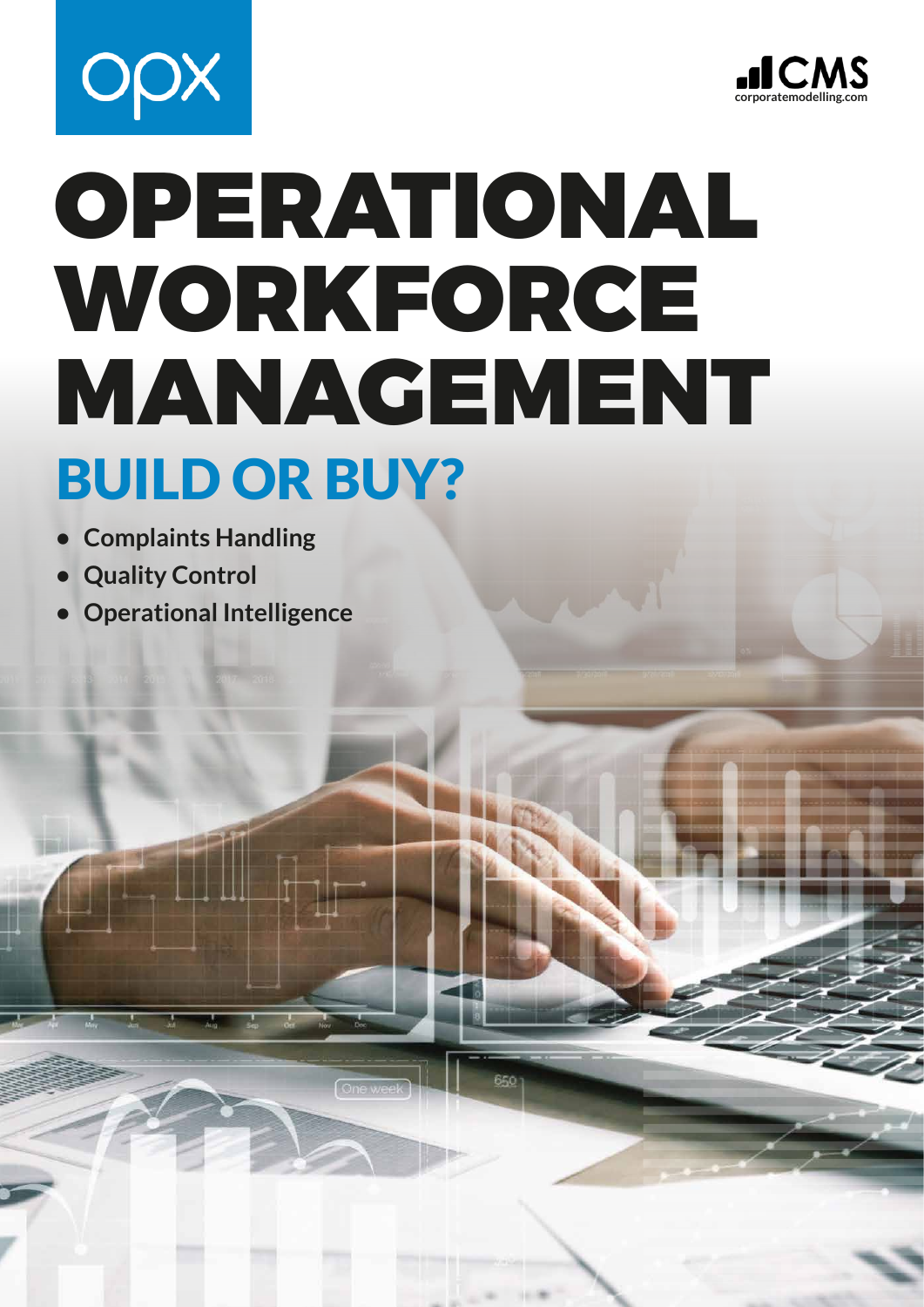opx

CMS
corporatemodelling.com

# OPERATIONAL WORKFORCE MANAGEMENT

## BUILD OR BUY?

- **Complaints Handling**
- **Quality Control**
- **Operational Intelligence**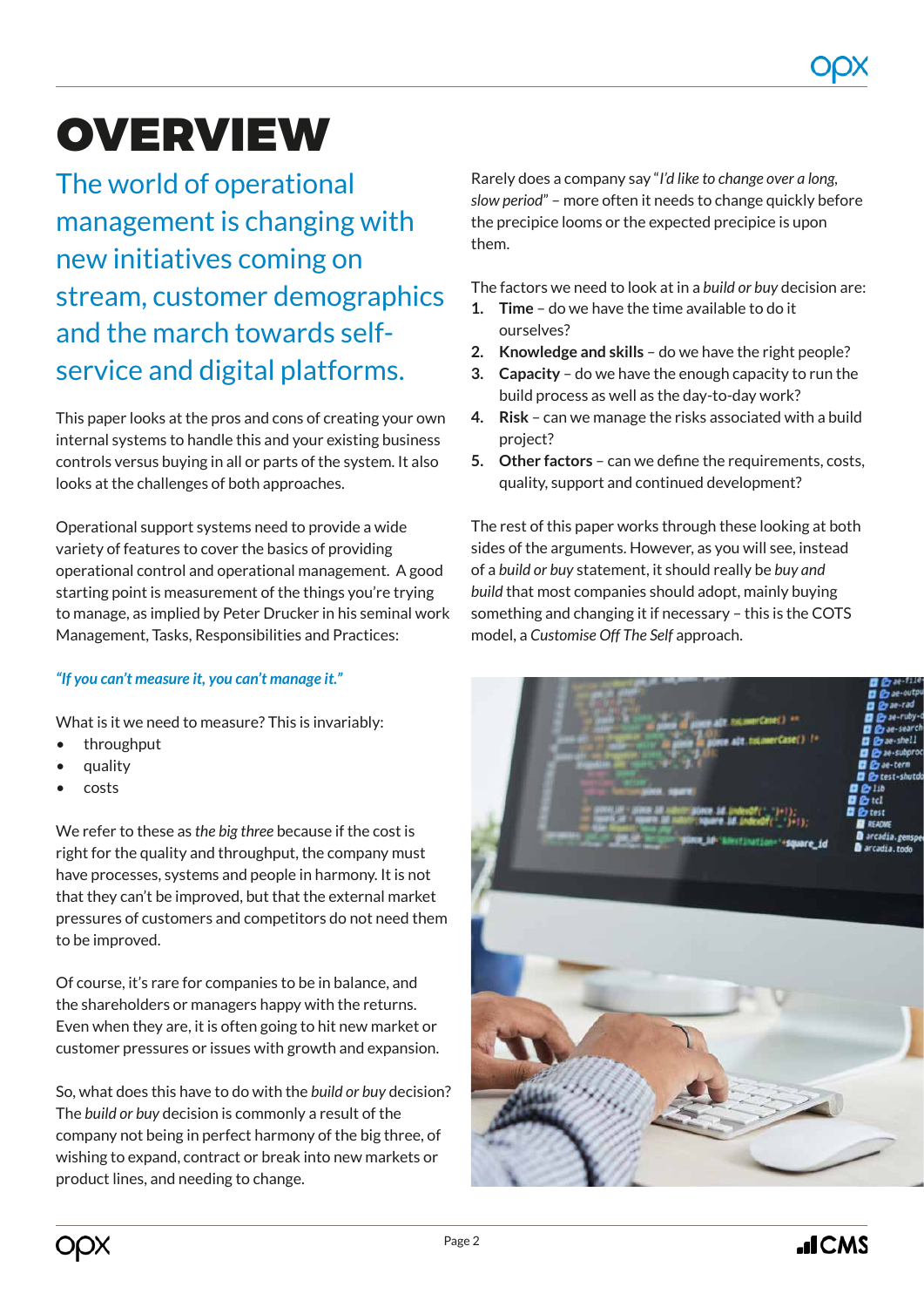# OVERVIEW

## The world of operational management is changing with new initiatives coming on stream, customer demographics and the march towards self-service and digital platforms.

This paper looks at the pros and cons of creating your own internal systems to handle this and your existing business controls versus buying in all or parts of the system. It also looks at the challenges of both approaches.

Operational support systems need to provide a wide variety of features to cover the basics of providing operational control and operational management. A good starting point is measurement of the things you're trying to manage, as implied by Peter Drucker in his seminal work Management, Tasks, Responsibilities and Practices:

***"If you can't measure it, you can't manage it."***

What is it we need to measure? This is invariably:

- throughput
- quality
- costs

We refer to these as *the big three* because if the cost is right for the quality and throughput, the company must have processes, systems and people in harmony. It is not that they can't be improved, but that the external market pressures of customers and competitors do not need them to be improved.

Of course, it's rare for companies to be in balance, and the shareholders or managers happy with the returns. Even when they are, it is often going to hit new market or customer pressures or issues with growth and expansion.

So, what does this have to do with the *build or buy* decision? The *build or buy* decision is commonly a result of the company not being in perfect harmony of the big three, of wishing to expand, contract or break into new markets or product lines, and needing to change.

Rarely does a company say "*I'd like to change over a long, slow period*" – more often it needs to change quickly before the precipice looms or the expected precipice is upon them.

The factors we need to look at in a *build or buy* decision are:

1. **Time** – do we have the time available to do it ourselves?
2. **Knowledge and skills** – do we have the right people?
3. **Capacity** – do we have the enough capacity to run the build process as well as the day-to-day work?
4. **Risk** – can we manage the risks associated with a build project?
5. **Other factors** – can we define the requirements, costs, quality, support and continued development?

The rest of this paper works through these looking at both sides of the arguments. However, as you will see, instead of a *build or buy* statement, it should really be *buy and build* that most companies should adopt, mainly buying something and changing it if necessary – this is the COTS model, a *Customise Off The Self* approach.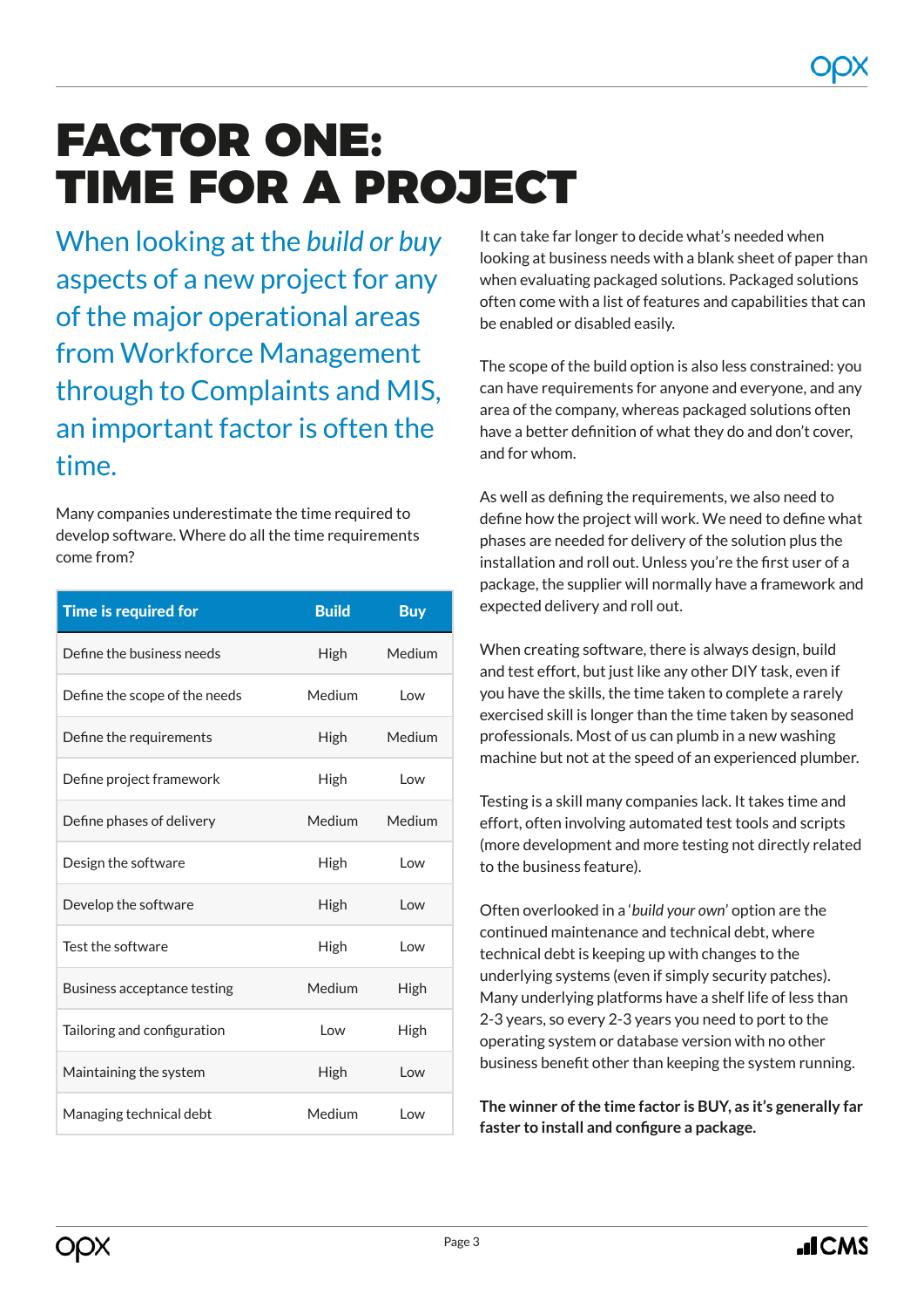# FACTOR ONE: TIME FOR A PROJECT

When looking at the *build or buy* aspects of a new project for any of the major operational areas from Workforce Management through to Complaints and MIS, an important factor is often the time.

Many companies underestimate the time required to develop software. Where do all the time requirements come from?

| Time is required for | Build | Buy |
|---|---|---|
| Define the business needs | High | Medium |
| Define the scope of the needs | Medium | Low |
| Define the requirements | High | Medium |
| Define project framework | High | Low |
| Define phases of delivery | Medium | Medium |
| Design the software | High | Low |
| Develop the software | High | Low |
| Test the software | High | Low |
| Business acceptance testing | Medium | High |
| Tailoring and configuration | Low | High |
| Maintaining the system | High | Low |
| Managing technical debt | Medium | Low |

It can take far longer to decide what's needed when looking at business needs with a blank sheet of paper than when evaluating packaged solutions. Packaged solutions often come with a list of features and capabilities that can be enabled or disabled easily.

The scope of the build option is also less constrained: you can have requirements for anyone and everyone, and any area of the company, whereas packaged solutions often have a better definition of what they do and don't cover, and for whom.

As well as defining the requirements, we also need to define how the project will work. We need to define what phases are needed for delivery of the solution plus the installation and roll out. Unless you're the first user of a package, the supplier will normally have a framework and expected delivery and roll out.

When creating software, there is always design, build and test effort, but just like any other DIY task, even if you have the skills, the time taken to complete a rarely exercised skill is longer than the time taken by seasoned professionals. Most of us can plumb in a new washing machine but not at the speed of an experienced plumber.

Testing is a skill many companies lack. It takes time and effort, often involving automated test tools and scripts (more development and more testing not directly related to the business feature).

Often overlooked in a '*build your own*' option are the continued maintenance and technical debt, where technical debt is keeping up with changes to the underlying systems (even if simply security patches). Many underlying platforms have a shelf life of less than 2-3 years, so every 2-3 years you need to port to the operating system or database version with no other business benefit other than keeping the system running.

**The winner of the time factor is BUY, as it's generally far faster to install and configure a package.**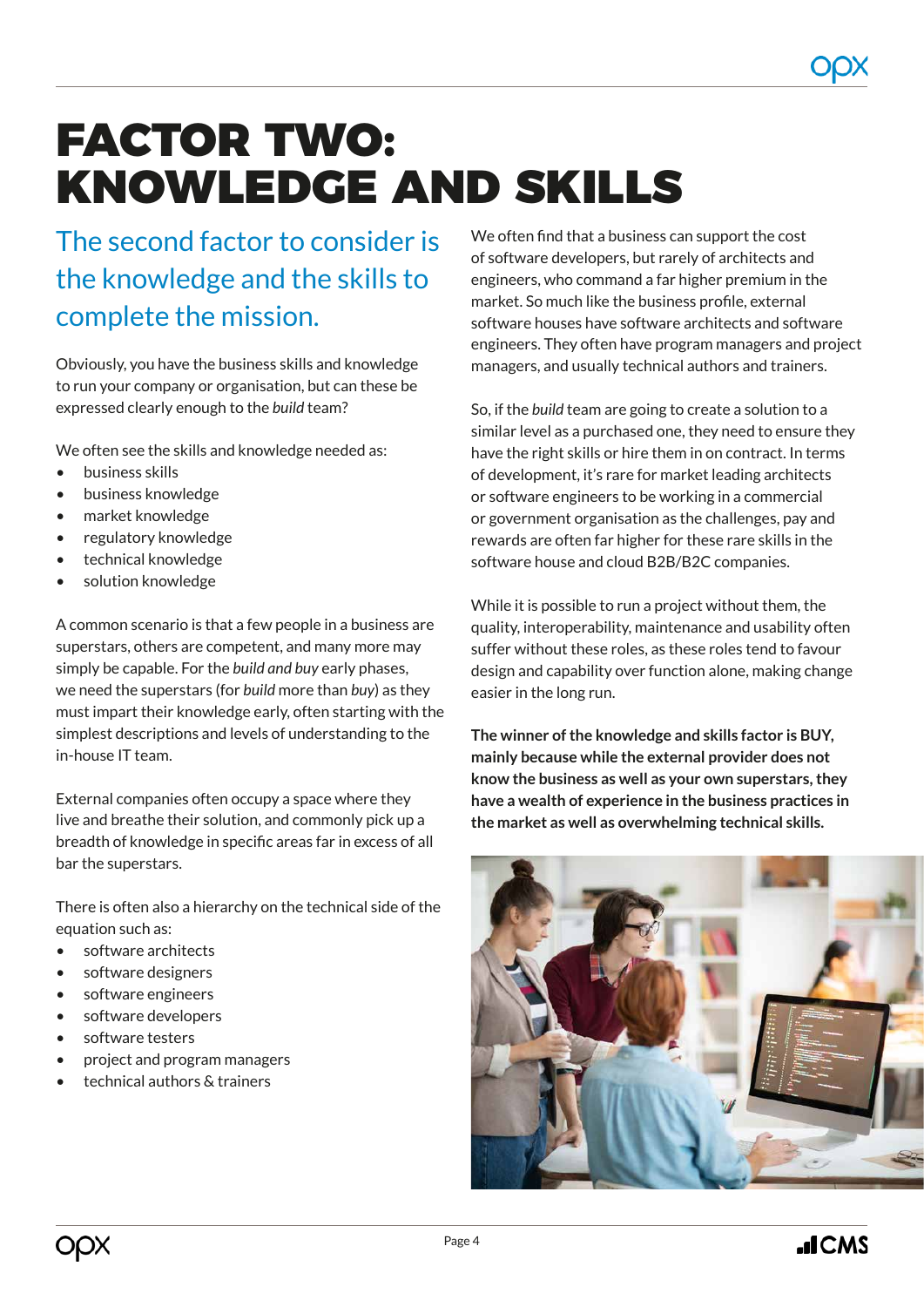# FACTOR TWO: KNOWLEDGE AND SKILLS

## The second factor to consider is the knowledge and the skills to complete the mission.

Obviously, you have the business skills and knowledge to run your company or organisation, but can these be expressed clearly enough to the *build* team?

We often see the skills and knowledge needed as:

- business skills
- business knowledge
- market knowledge
- regulatory knowledge
- technical knowledge
- solution knowledge

A common scenario is that a few people in a business are superstars, others are competent, and many more may simply be capable. For the *build and buy* early phases, we need the superstars (for *build* more than *buy*) as they must impart their knowledge early, often starting with the simplest descriptions and levels of understanding to the in-house IT team.

External companies often occupy a space where they live and breathe their solution, and commonly pick up a breadth of knowledge in specific areas far in excess of all bar the superstars.

There is often also a hierarchy on the technical side of the equation such as:

- software architects
- software designers
- software engineers
- software developers
- software testers
- project and program managers
- technical authors & trainers

We often find that a business can support the cost of software developers, but rarely of architects and engineers, who command a far higher premium in the market. So much like the business profile, external software houses have software architects and software engineers. They often have program managers and project managers, and usually technical authors and trainers.

So, if the *build* team are going to create a solution to a similar level as a purchased one, they need to ensure they have the right skills or hire them in on contract. In terms of development, it's rare for market leading architects or software engineers to be working in a commercial or government organisation as the challenges, pay and rewards are often far higher for these rare skills in the software house and cloud B2B/B2C companies.

While it is possible to run a project without them, the quality, interoperability, maintenance and usability often suffer without these roles, as these roles tend to favour design and capability over function alone, making change easier in the long run.

**The winner of the knowledge and skills factor is BUY, mainly because while the external provider does not know the business as well as your own superstars, they have a wealth of experience in the business practices in the market as well as overwhelming technical skills.**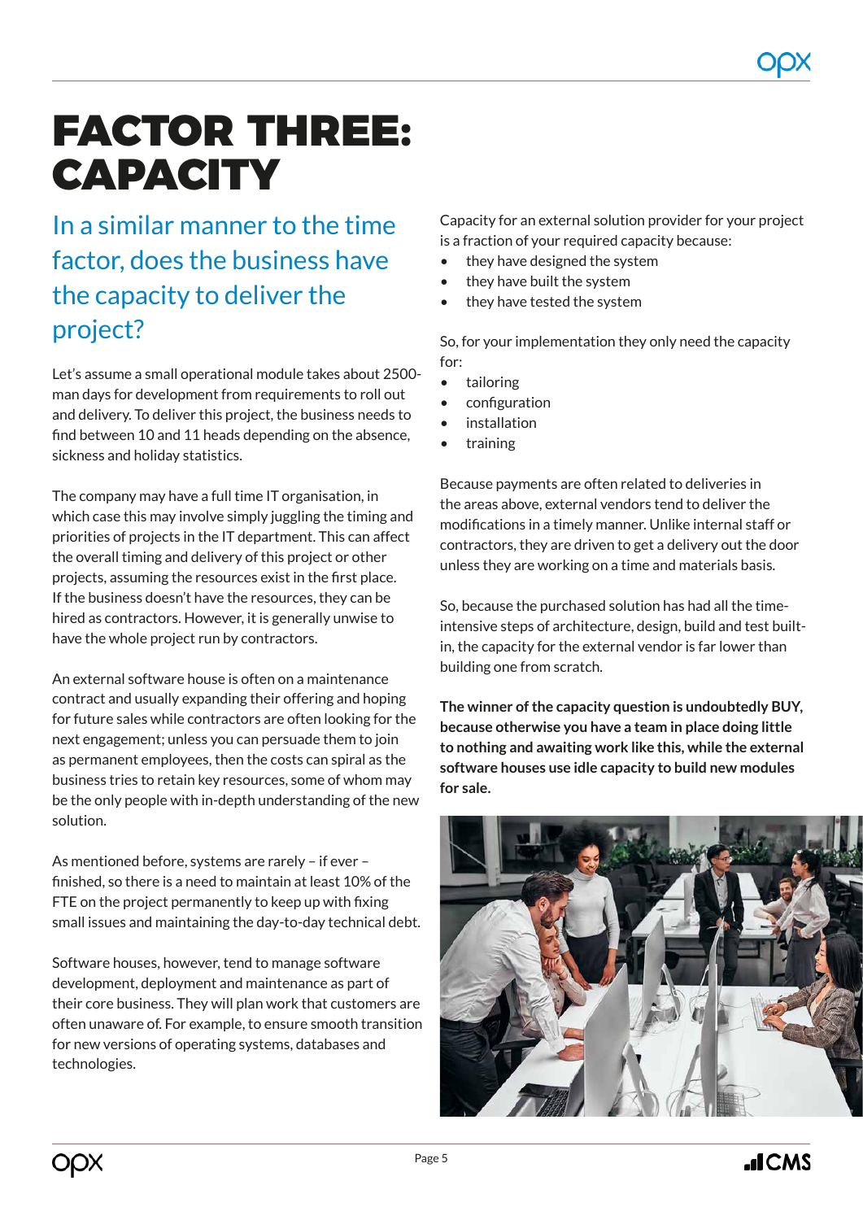# FACTOR THREE: CAPACITY

## In a similar manner to the time factor, does the business have the capacity to deliver the project?

Let's assume a small operational module takes about 2500-man days for development from requirements to roll out and delivery. To deliver this project, the business needs to find between 10 and 11 heads depending on the absence, sickness and holiday statistics.

The company may have a full time IT organisation, in which case this may involve simply juggling the timing and priorities of projects in the IT department. This can affect the overall timing and delivery of this project or other projects, assuming the resources exist in the first place. If the business doesn't have the resources, they can be hired as contractors. However, it is generally unwise to have the whole project run by contractors.

An external software house is often on a maintenance contract and usually expanding their offering and hoping for future sales while contractors are often looking for the next engagement; unless you can persuade them to join as permanent employees, then the costs can spiral as the business tries to retain key resources, some of whom may be the only people with in-depth understanding of the new solution.

As mentioned before, systems are rarely – if ever – finished, so there is a need to maintain at least 10% of the FTE on the project permanently to keep up with fixing small issues and maintaining the day-to-day technical debt.

Software houses, however, tend to manage software development, deployment and maintenance as part of their core business. They will plan work that customers are often unaware of. For example, to ensure smooth transition for new versions of operating systems, databases and technologies.

Capacity for an external solution provider for your project is a fraction of your required capacity because:

- they have designed the system
- they have built the system
- they have tested the system

So, for your implementation they only need the capacity for:

- tailoring
- configuration
- installation
- training

Because payments are often related to deliveries in the areas above, external vendors tend to deliver the modifications in a timely manner. Unlike internal staff or contractors, they are driven to get a delivery out the door unless they are working on a time and materials basis.

So, because the purchased solution has had all the time-intensive steps of architecture, design, build and test built-in, the capacity for the external vendor is far lower than building one from scratch.

**The winner of the capacity question is undoubtedly BUY, because otherwise you have a team in place doing little to nothing and awaiting work like this, while the external software houses use idle capacity to build new modules for sale.**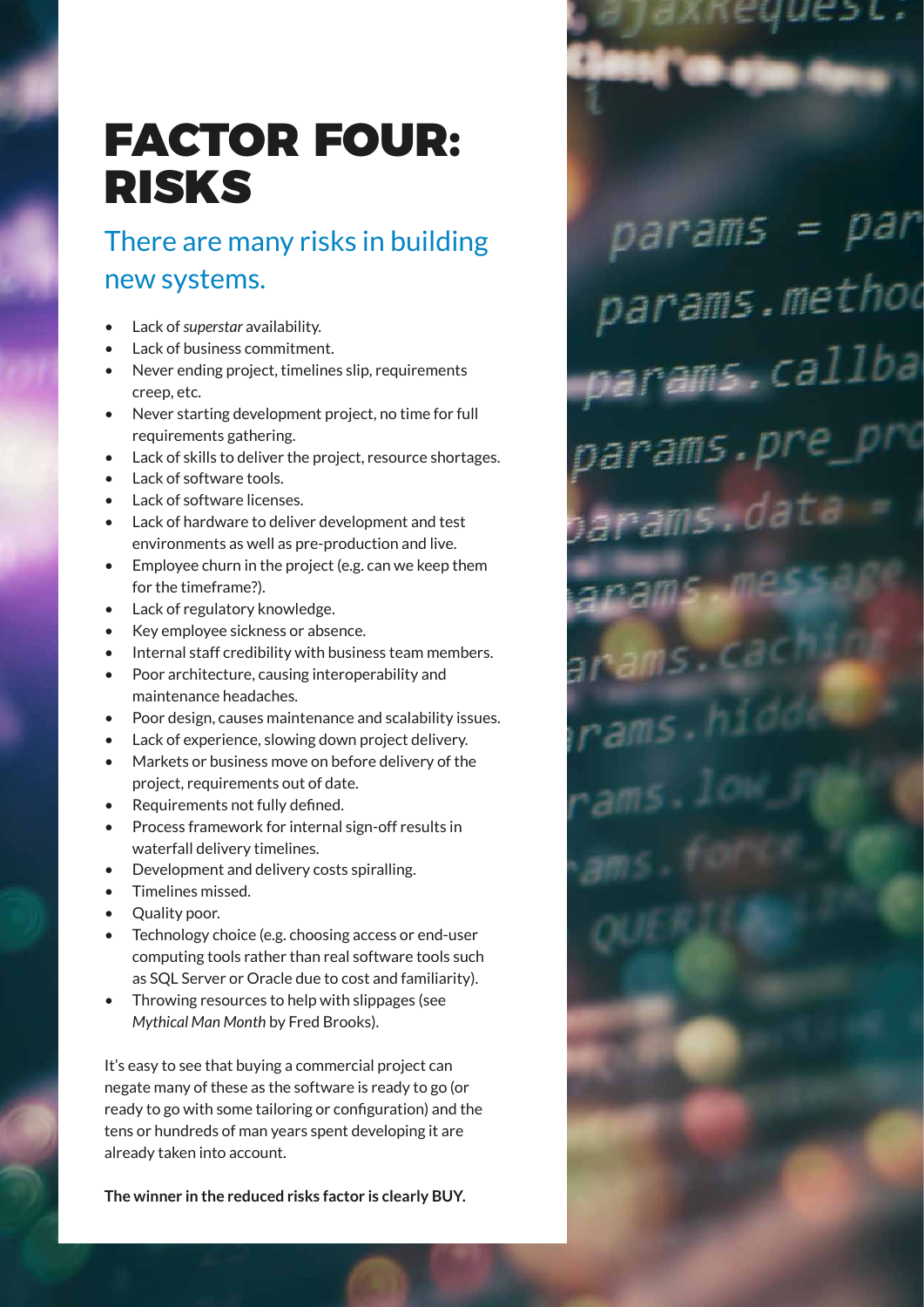# FACTOR FOUR: RISKS

## There are many risks in building new systems.

- Lack of *superstar* availability.
- Lack of business commitment.
- Never ending project, timelines slip, requirements creep, etc.
- Never starting development project, no time for full requirements gathering.
- Lack of skills to deliver the project, resource shortages.
- Lack of software tools.
- Lack of software licenses.
- Lack of hardware to deliver development and test environments as well as pre-production and live.
- Employee churn in the project (e.g. can we keep them for the timeframe?).
- Lack of regulatory knowledge.
- Key employee sickness or absence.
- Internal staff credibility with business team members.
- Poor architecture, causing interoperability and maintenance headaches.
- Poor design, causes maintenance and scalability issues.
- Lack of experience, slowing down project delivery.
- Markets or business move on before delivery of the project, requirements out of date.
- Requirements not fully defined.
- Process framework for internal sign-off results in waterfall delivery timelines.
- Development and delivery costs spiralling.
- Timelines missed.
- Quality poor.
- Technology choice (e.g. choosing access or end-user computing tools rather than real software tools such as SQL Server or Oracle due to cost and familiarity).
- Throwing resources to help with slippages (see *Mythical Man Month* by Fred Brooks).

It's easy to see that buying a commercial project can negate many of these as the software is ready to go (or ready to go with some tailoring or configuration) and the tens or hundreds of man years spent developing it are already taken into account.

**The winner in the reduced risks factor is clearly BUY.**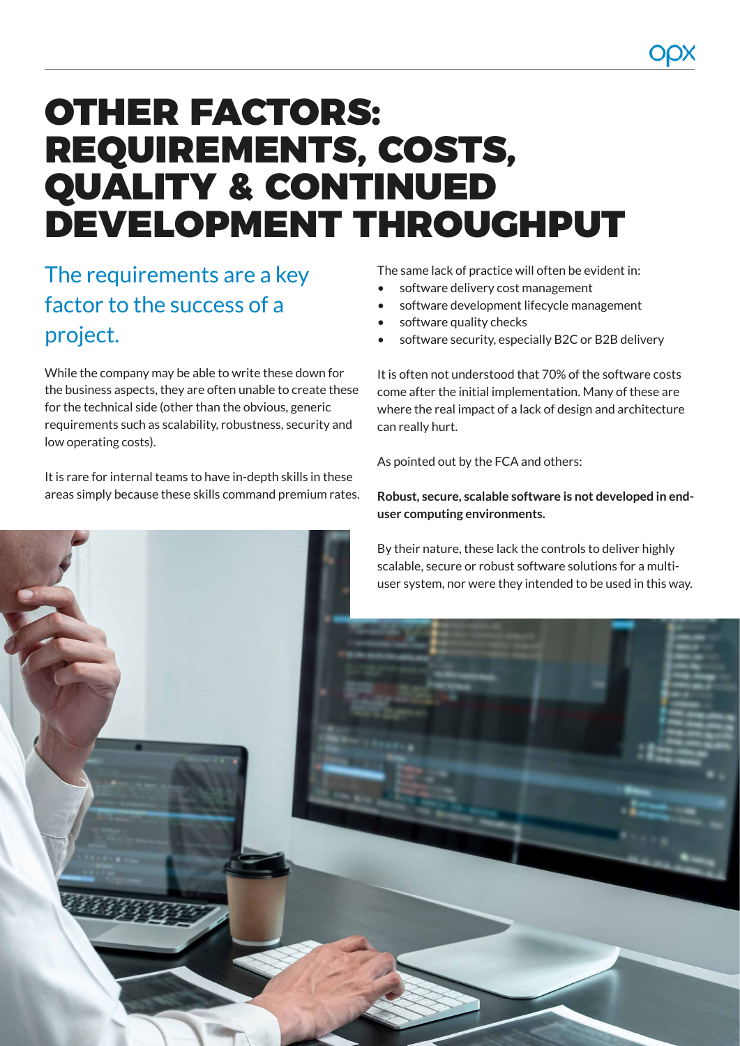# OTHER FACTORS: REQUIREMENTS, COSTS, QUALITY & CONTINUED DEVELOPMENT THROUGHPUT

## The requirements are a key factor to the success of a project.

While the company may be able to write these down for the business aspects, they are often unable to create these for the technical side (other than the obvious, generic requirements such as scalability, robustness, security and low operating costs).

It is rare for internal teams to have in-depth skills in these areas simply because these skills command premium rates.

The same lack of practice will often be evident in:

- software delivery cost management
- software development lifecycle management
- software quality checks
- software security, especially B2C or B2B delivery

It is often not understood that 70% of the software costs come after the initial implementation. Many of these are where the real impact of a lack of design and architecture can really hurt.

As pointed out by the FCA and others:

**Robust, secure, scalable software is not developed in end-user computing environments.**

By their nature, these lack the controls to deliver highly scalable, secure or robust software solutions for a multi-user system, nor were they intended to be used in this way.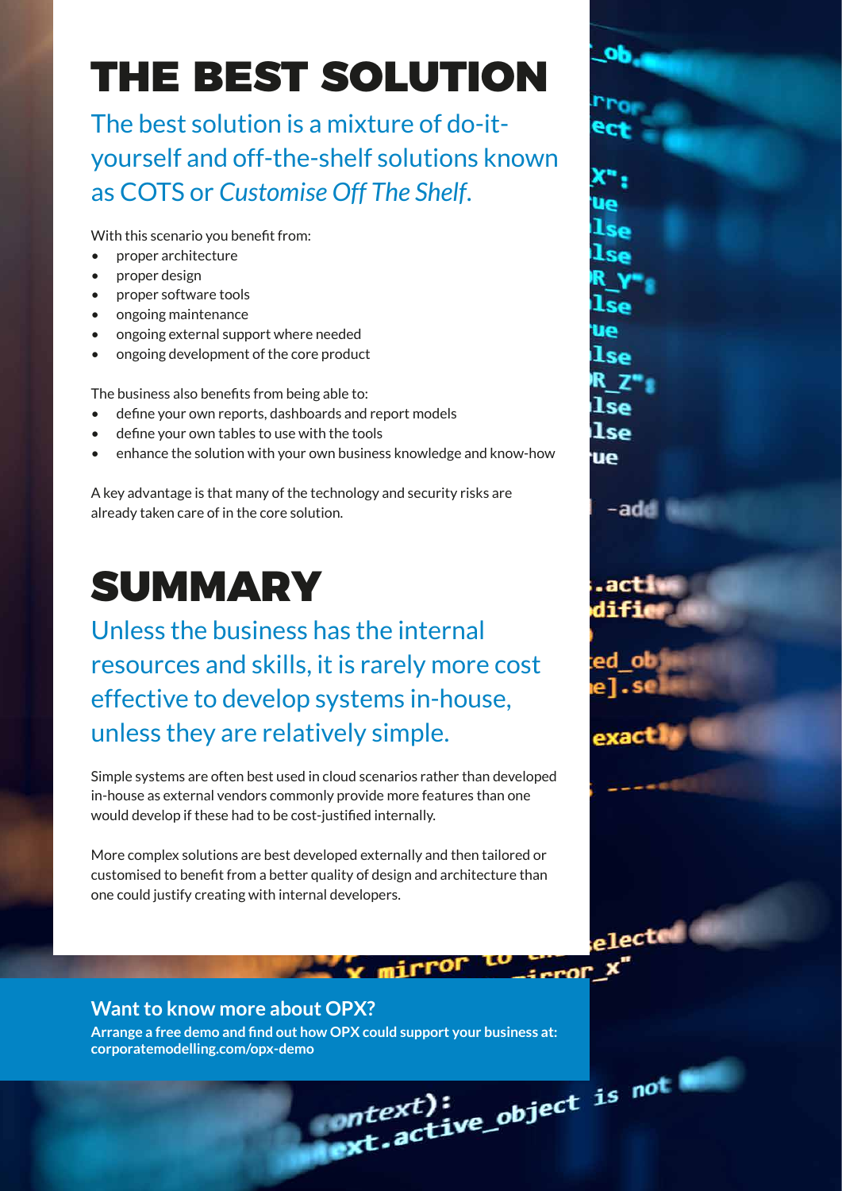# THE BEST SOLUTION

## The best solution is a mixture of do-it-yourself and off-the-shelf solutions known as COTS or *Customise Off The Shelf*.

With this scenario you benefit from:

- proper architecture
- proper design
- proper software tools
- ongoing maintenance
- ongoing external support where needed
- ongoing development of the core product

The business also benefits from being able to:

- define your own reports, dashboards and report models
- define your own tables to use with the tools
- enhance the solution with your own business knowledge and know-how

A key advantage is that many of the technology and security risks are already taken care of in the core solution.

# SUMMARY

## Unless the business has the internal resources and skills, it is rarely more cost effective to develop systems in-house, unless they are relatively simple.

Simple systems are often best used in cloud scenarios rather than developed in-house as external vendors commonly provide more features than one would develop if these had to be cost-justified internally.

More complex solutions are best developed externally and then tailored or customised to benefit from a better quality of design and architecture than one could justify creating with internal developers.

**Want to know more about OPX?**

**Arrange a free demo and find out how OPX could support your business at: corporatemodelling.com/opx-demo**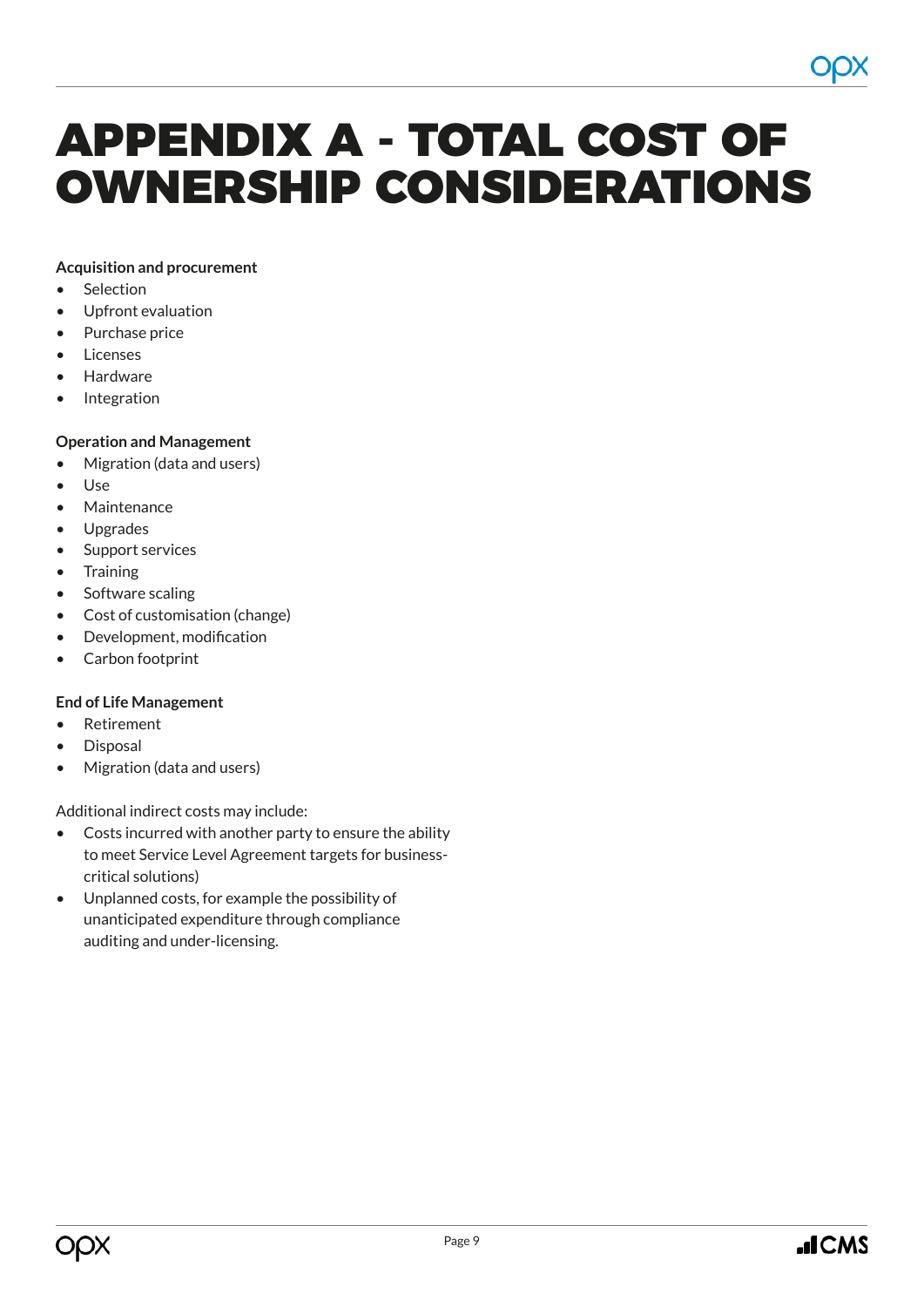# APPENDIX A - TOTAL COST OF OWNERSHIP CONSIDERATIONS

**Acquisition and procurement**

- Selection
- Upfront evaluation
- Purchase price
- Licenses
- Hardware
- Integration

**Operation and Management**

- Migration (data and users)
- Use
- Maintenance
- Upgrades
- Support services
- Training
- Software scaling
- Cost of customisation (change)
- Development, modification
- Carbon footprint

**End of Life Management**

- Retirement
- Disposal
- Migration (data and users)

Additional indirect costs may include:

- Costs incurred with another party to ensure the ability to meet Service Level Agreement targets for business-critical solutions)
- Unplanned costs, for example the possibility of unanticipated expenditure through compliance auditing and under-licensing.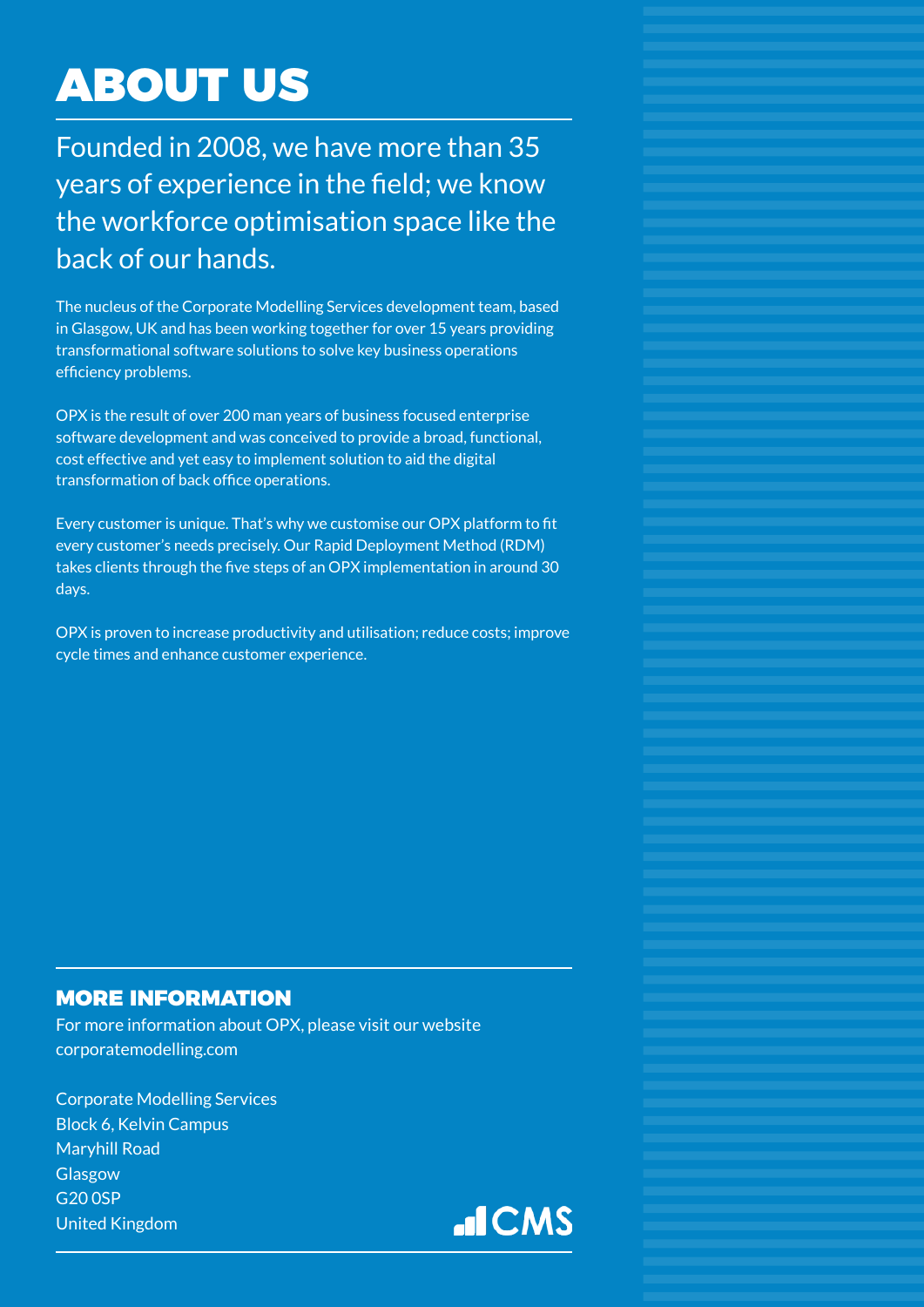# ABOUT US

Founded in 2008, we have more than 35 years of experience in the field; we know the workforce optimisation space like the back of our hands.

The nucleus of the Corporate Modelling Services development team, based in Glasgow, UK and has been working together for over 15 years providing transformational software solutions to solve key business operations efficiency problems.

OPX is the result of over 200 man years of business focused enterprise software development and was conceived to provide a broad, functional, cost effective and yet easy to implement solution to aid the digital transformation of back office operations.

Every customer is unique. That's why we customise our OPX platform to fit every customer's needs precisely. Our Rapid Deployment Method (RDM) takes clients through the five steps of an OPX implementation in around 30 days.

OPX is proven to increase productivity and utilisation; reduce costs; improve cycle times and enhance customer experience.

## MORE INFORMATION

For more information about OPX, please visit our website corporatemodelling.com

Corporate Modelling Services
Block 6, Kelvin Campus
Maryhill Road
Glasgow
G20 0SP
United Kingdom

CMS